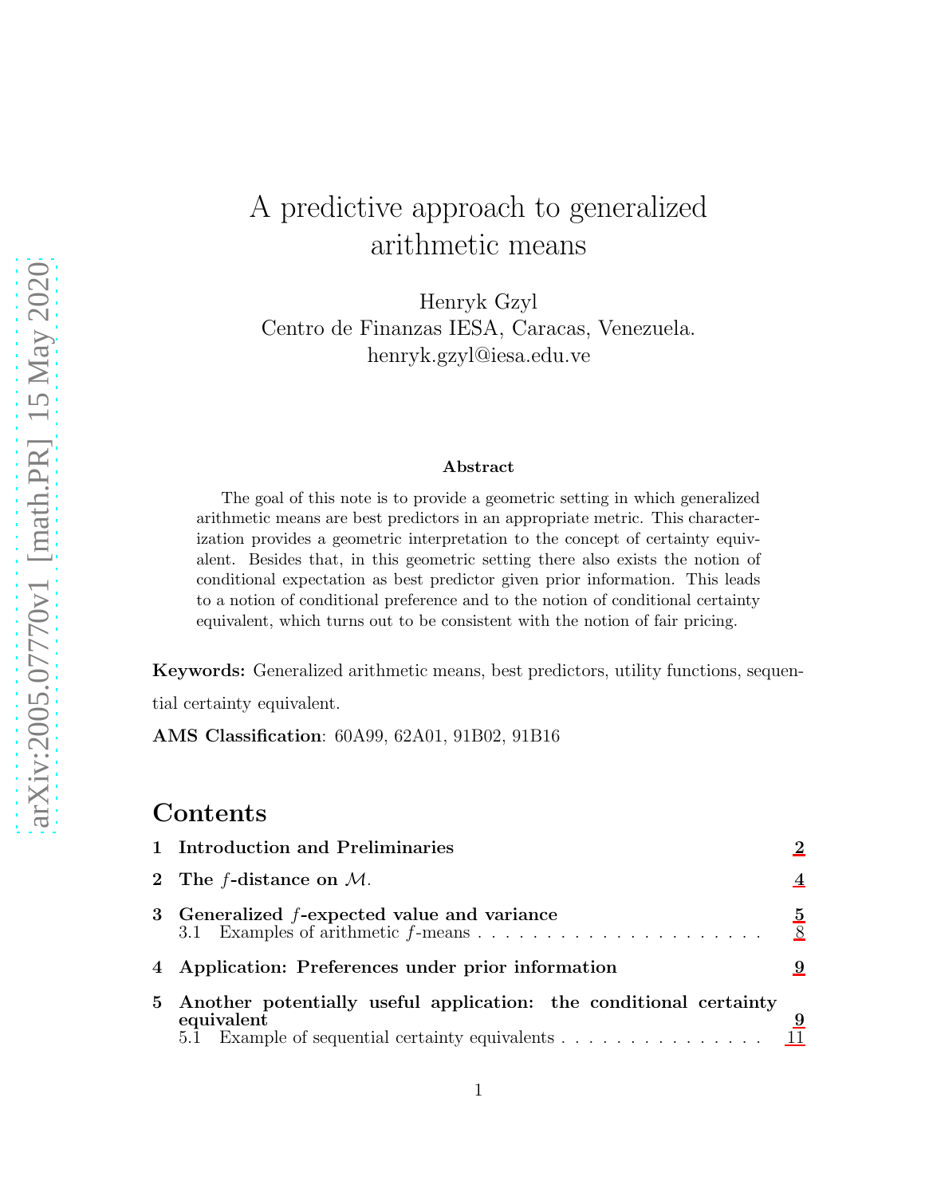# A predictive approach to generalized arithmetic means

Henryk Gzyl
Centro de Finanzas IESA, Caracas, Venezuela.
henryk.gzyl@iesa.edu.ve

### Abstract

The goal of this note is to provide a geometric setting in which generalized arithmetic means are best predictors in an appropriate metric. This characterization provides a geometric interpretation to the concept of certainty equivalent. Besides that, in this geometric setting there also exists the notion of conditional expectation as best predictor given prior information. This leads to a notion of conditional preference and to the notion of conditional certainty equivalent, which turns out to be consistent with the notion of fair pricing.

**Keywords:** Generalized arithmetic means, best predictors, utility functions, sequential certainty equivalent.

**AMS Classification**: 60A99, 62A01, 91B02, 91B16

## Contents

1 Introduction and Preliminaries — 2

2 The $f$-distance on $\mathcal{M}$. — 4

3 Generalized $f$-expected value and variance — 5
 3.1 Examples of arithmetic $f$-means — 8

4 Application: Preferences under prior information — 9

5 Another potentially useful application: the conditional certainty equivalent — 9
 5.1 Example of sequential certainty equivalents — 11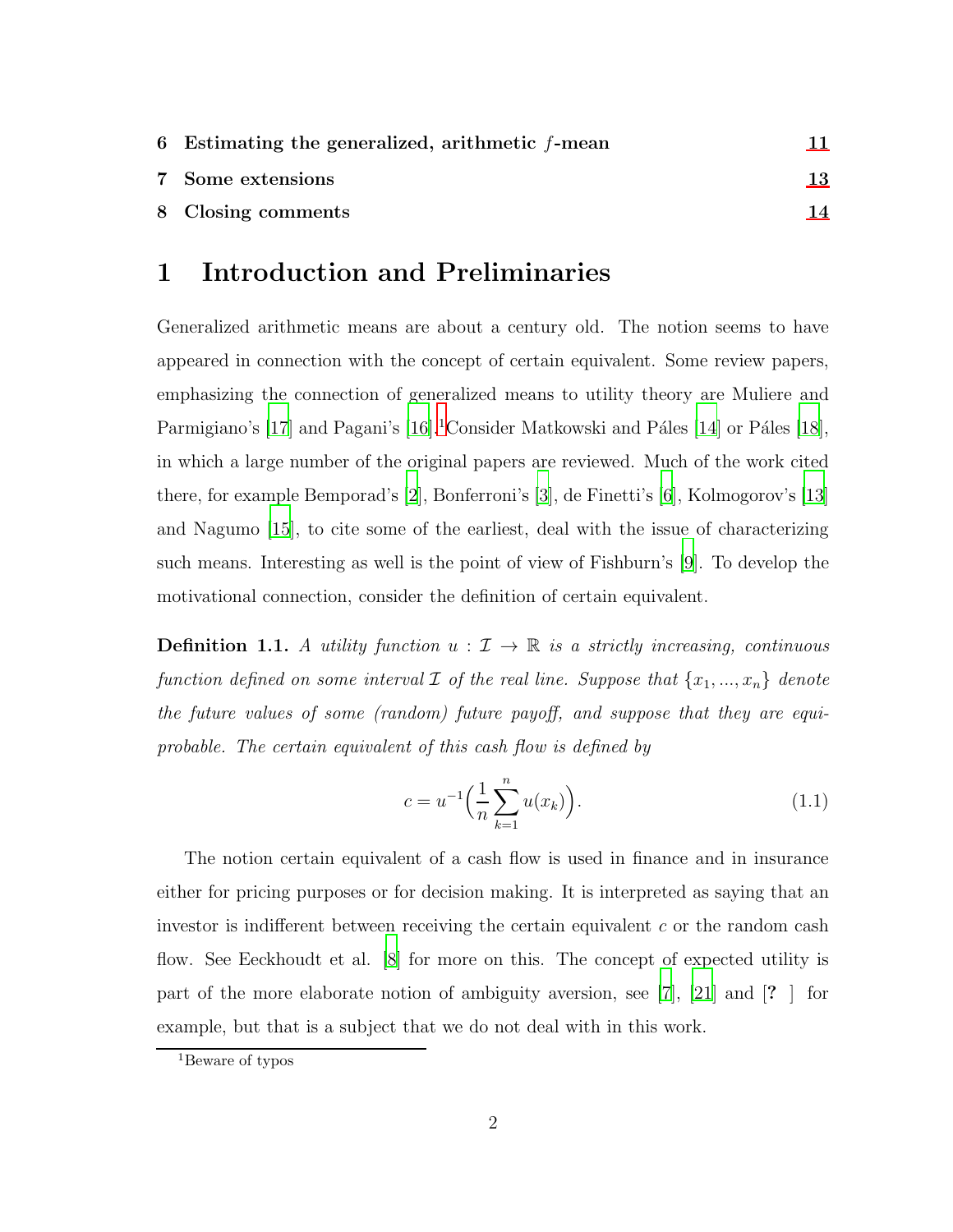| | | |
|---|---|---|
| 6 | **Estimating the generalized, arithmetic $f$-mean** | **11** |
| 7 | **Some extensions** | **13** |
| 8 | **Closing comments** | **14** |

# 1 Introduction and Preliminaries

Generalized arithmetic means are about a century old. The notion seems to have appeared in connection with the concept of certain equivalent. Some review papers, emphasizing the connection of generalized means to utility theory are Muliere and Parmigiano's [17] and Pagani's [16].[1] Consider Matkowski and Páles [14] or Páles [18], in which a large number of the original papers are reviewed. Much of the work cited there, for example Bemporad's [2], Bonferroni's [3], de Finetti's [6], Kolmogorov's [13] and Nagumo [15], to cite some of the earliest, deal with the issue of characterizing such means. Interesting as well is the point of view of Fishburn's [9]. To develop the motivational connection, consider the definition of certain equivalent.

**Definition 1.1.** *A utility function $u : \mathcal{I} \to \mathbb{R}$ is a strictly increasing, continuous function defined on some interval $\mathcal{I}$ of the real line. Suppose that $\{x_1, ..., x_n\}$ denote the future values of some (random) future payoff, and suppose that they are equiprobable. The certain equivalent of this cash flow is defined by*

$$c = u^{-1}\Big(\frac{1}{n}\sum_{k=1}^{n} u(x_k)\Big). \tag{1.1}$$

The notion certain equivalent of a cash flow is used in finance and in insurance either for pricing purposes or for decision making. It is interpreted as saying that an investor is indifferent between receiving the certain equivalent $c$ or the random cash flow. See Eeckhoudt et al. [8] for more on this. The concept of expected utility is part of the more elaborate notion of ambiguity aversion, see [7], [21] and [? ] for example, but that is a subject that we do not deal with in this work.

[1] Beware of typos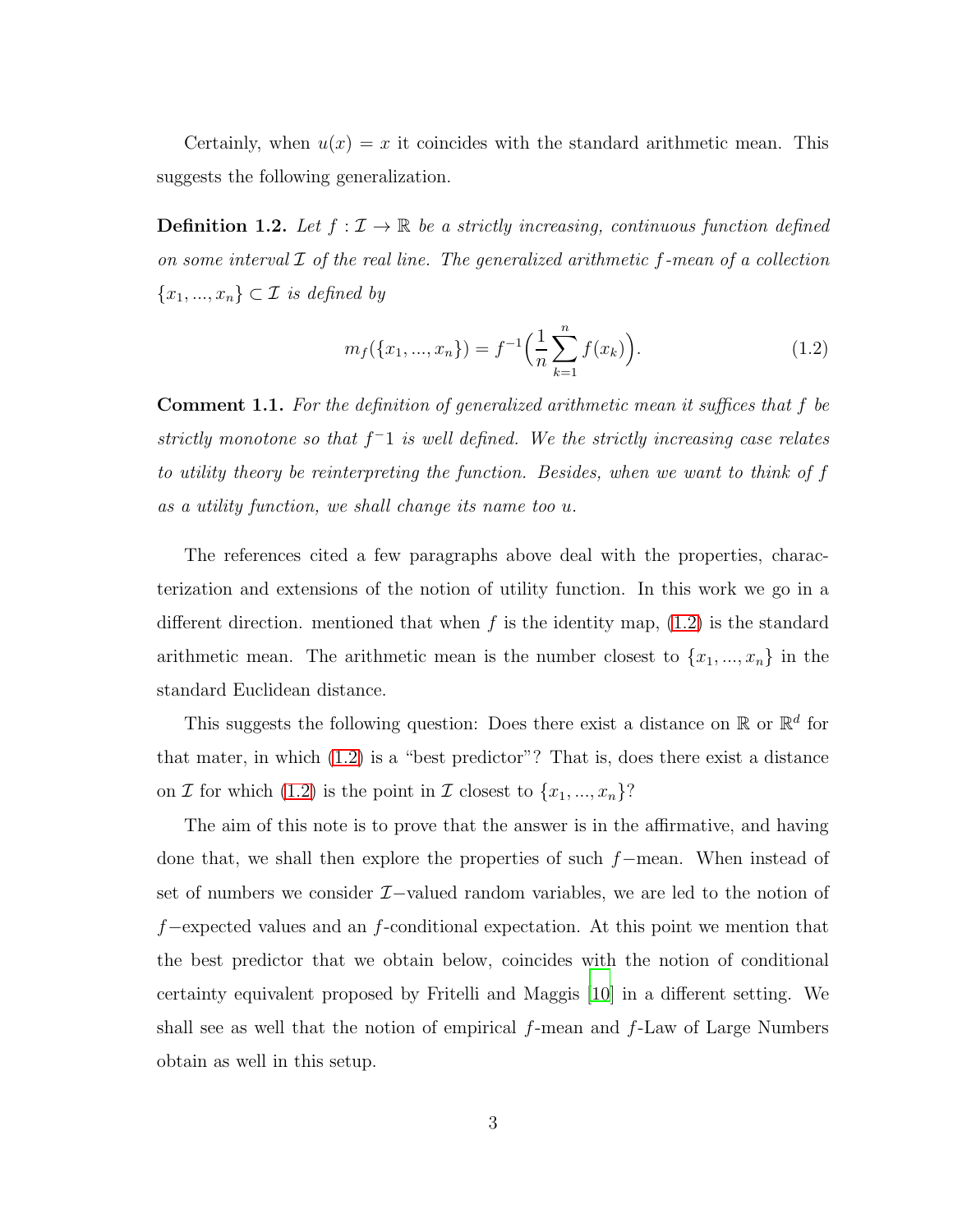Certainly, when $u(x) = x$ it coincides with the standard arithmetic mean. This suggests the following generalization.

**Definition 1.2.** *Let $f : \mathcal{I} \to \mathbb{R}$ be a strictly increasing, continuous function defined on some interval $\mathcal{I}$ of the real line. The generalized arithmetic $f$-mean of a collection $\{x_1, ..., x_n\} \subset \mathcal{I}$ is defined by*

$$m_f(\{x_1, ..., x_n\}) = f^{-1}\Big(\frac{1}{n}\sum_{k=1}^{n} f(x_k)\Big). \tag{1.2}$$

**Comment 1.1.** *For the definition of generalized arithmetic mean it suffices that $f$ be strictly monotone so that $f^-1$ is well defined. We the strictly increasing case relates to utility theory be reinterpreting the function. Besides, when we want to think of $f$ as a utility function, we shall change its name too $u$.*

The references cited a few paragraphs above deal with the properties, characterization and extensions of the notion of utility function. In this work we go in a different direction. mentioned that when $f$ is the identity map, (1.2) is the standard arithmetic mean. The arithmetic mean is the number closest to $\{x_1, ..., x_n\}$ in the standard Euclidean distance.

This suggests the following question: Does there exist a distance on $\mathbb{R}$ or $\mathbb{R}^d$ for that mater, in which (1.2) is a "best predictor"? That is, does there exist a distance on $\mathcal{I}$ for which (1.2) is the point in $\mathcal{I}$ closest to $\{x_1, ..., x_n\}$?

The aim of this note is to prove that the answer is in the affirmative, and having done that, we shall then explore the properties of such $f-$mean. When instead of set of numbers we consider $\mathcal{I}-$valued random variables, we are led to the notion of $f-$expected values and an $f$-conditional expectation. At this point we mention that the best predictor that we obtain below, coincides with the notion of conditional certainty equivalent proposed by Fritelli and Maggis [10] in a different setting. We shall see as well that the notion of empirical $f$-mean and $f$-Law of Large Numbers obtain as well in this setup.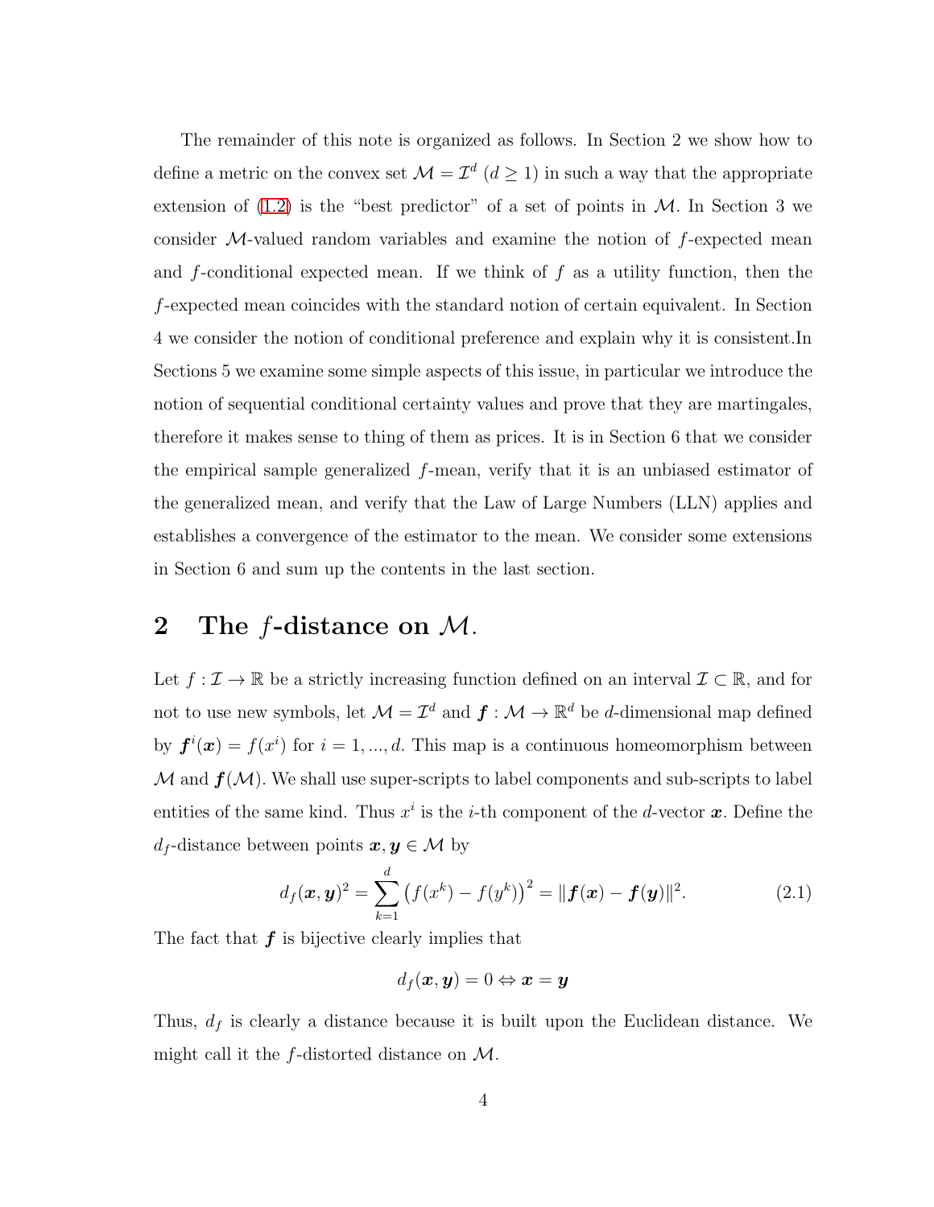The remainder of this note is organized as follows. In Section 2 we show how to define a metric on the convex set $\mathcal{M} = \mathcal{I}^d$ $(d \geq 1)$ in such a way that the appropriate extension of (1.2) is the "best predictor" of a set of points in $\mathcal{M}$. In Section 3 we consider $\mathcal{M}$-valued random variables and examine the notion of $f$-expected mean and $f$-conditional expected mean. If we think of $f$ as a utility function, then the $f$-expected mean coincides with the standard notion of certain equivalent. In Section 4 we consider the notion of conditional preference and explain why it is consistent.In Sections 5 we examine some simple aspects of this issue, in particular we introduce the notion of sequential conditional certainty values and prove that they are martingales, therefore it makes sense to thing of them as prices. It is in Section 6 that we consider the empirical sample generalized $f$-mean, verify that it is an unbiased estimator of the generalized mean, and verify that the Law of Large Numbers (LLN) applies and establishes a convergence of the estimator to the mean. We consider some extensions in Section 6 and sum up the contents in the last section.

## 2 The $f$-distance on $\mathcal{M}$.

Let $f : \mathcal{I} \to \mathbb{R}$ be a strictly increasing function defined on an interval $\mathcal{I} \subset \mathbb{R}$, and for not to use new symbols, let $\mathcal{M} = \mathcal{I}^d$ and $\boldsymbol{f} : \mathcal{M} \to \mathbb{R}^d$ be $d$-dimensional map defined by $\boldsymbol{f}^i(\boldsymbol{x}) = f(x^i)$ for $i = 1, ..., d$. This map is a continuous homeomorphism between $\mathcal{M}$ and $\boldsymbol{f}(\mathcal{M})$. We shall use super-scripts to label components and sub-scripts to label entities of the same kind. Thus $x^i$ is the $i$-th component of the $d$-vector $\boldsymbol{x}$. Define the $d_f$-distance between points $\boldsymbol{x}, \boldsymbol{y} \in \mathcal{M}$ by

$$d_f(\boldsymbol{x}, \boldsymbol{y})^2 = \sum_{k=1}^{d} \left(f(x^k) - f(y^k)\right)^2 = \|\boldsymbol{f}(\boldsymbol{x}) - \boldsymbol{f}(\boldsymbol{y})\|^2. \tag{2.1}$$

The fact that $\boldsymbol{f}$ is bijective clearly implies that

$$d_f(\boldsymbol{x}, \boldsymbol{y}) = 0 \Leftrightarrow \boldsymbol{x} = \boldsymbol{y}$$

Thus, $d_f$ is clearly a distance because it is built upon the Euclidean distance. We might call it the $f$-distorted distance on $\mathcal{M}$.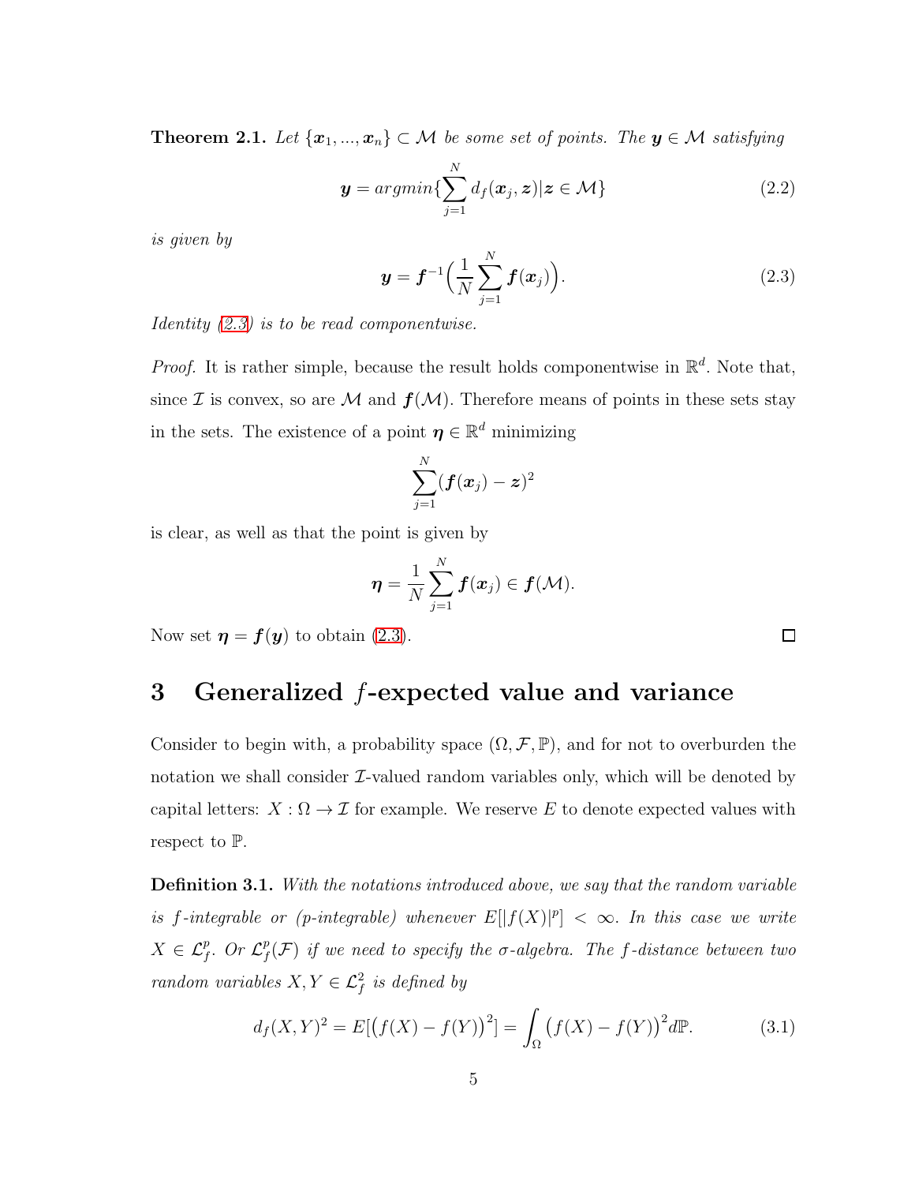**Theorem 2.1.** *Let $\{\boldsymbol{x}_1, ..., \boldsymbol{x}_n\} \subset \mathcal{M}$ be some set of points. The $\boldsymbol{y} \in \mathcal{M}$ satisfying*

$$\boldsymbol{y} = argmin\{\sum_{j=1}^{N} d_f(\boldsymbol{x}_j, \boldsymbol{z}) | \boldsymbol{z} \in \mathcal{M}\} \tag{2.2}$$

*is given by*

$$\boldsymbol{y} = \boldsymbol{f}^{-1}\Big(\frac{1}{N}\sum_{j=1}^{N} \boldsymbol{f}(\boldsymbol{x}_j)\Big). \tag{2.3}$$

*Identity (2.3) is to be read componentwise.*

*Proof.* It is rather simple, because the result holds componentwise in $\mathbb{R}^d$. Note that, since $\mathcal{I}$ is convex, so are $\mathcal{M}$ and $\boldsymbol{f}(\mathcal{M})$. Therefore means of points in these sets stay in the sets. The existence of a point $\boldsymbol{\eta} \in \mathbb{R}^d$ minimizing

$$\sum_{j=1}^{N} (\boldsymbol{f}(\boldsymbol{x}_j) - \boldsymbol{z})^2$$

is clear, as well as that the point is given by

$$\boldsymbol{\eta} = \frac{1}{N}\sum_{j=1}^{N} \boldsymbol{f}(\boldsymbol{x}_j) \in \boldsymbol{f}(\mathcal{M}).$$

Now set $\boldsymbol{\eta} = \boldsymbol{f}(\boldsymbol{y})$ to obtain (2.3). □

# 3 Generalized $f$-expected value and variance

Consider to begin with, a probability space $(\Omega, \mathcal{F}, \mathbb{P})$, and for not to overburden the notation we shall consider $\mathcal{I}$-valued random variables only, which will be denoted by capital letters: $X : \Omega \to \mathcal{I}$ for example. We reserve $E$ to denote expected values with respect to $\mathbb{P}$.

**Definition 3.1.** *With the notations introduced above, we say that the random variable is $f$-integrable or (p-integrable) whenever $E[|f(X)|^p] < \infty$. In this case we write $X \in \mathcal{L}_f^p$. Or $\mathcal{L}_f^p(\mathcal{F})$ if we need to specify the $\sigma$-algebra. The $f$-distance between two random variables $X, Y \in \mathcal{L}_f^2$ is defined by*

$$d_f(X, Y)^2 = E[\big(f(X) - f(Y)\big)^2] = \int_\Omega \big(f(X) - f(Y)\big)^2 d\mathbb{P}. \tag{3.1}$$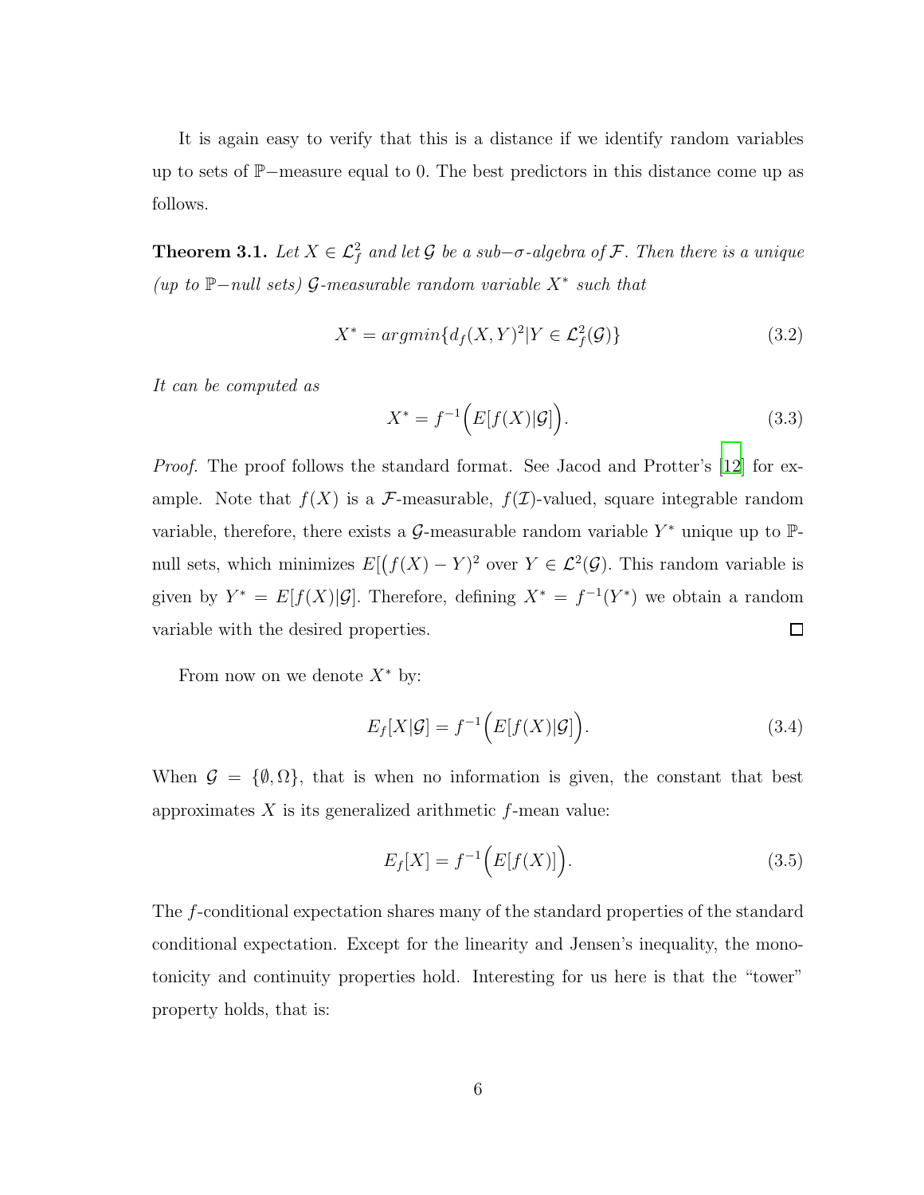It is again easy to verify that this is a distance if we identify random variables up to sets of $\mathbb{P}-$measure equal to 0. The best predictors in this distance come up as follows.

**Theorem 3.1.** *Let $X \in \mathcal{L}^2_f$ and let $\mathcal{G}$ be a sub$-\sigma$-algebra of $\mathcal{F}$. Then there is a unique (up to $\mathbb{P}-$null sets) $\mathcal{G}$-measurable random variable $X^*$ such that*

$$X^* = argmin\{d_f(X,Y)^2 | Y \in \mathcal{L}^2_f(\mathcal{G})\} \tag{3.2}$$

*It can be computed as*

$$X^* = f^{-1}\Big(E[f(X)|\mathcal{G}]\Big). \tag{3.3}$$

*Proof.* The proof follows the standard format. See Jacod and Protter's [12] for example. Note that $f(X)$ is a $\mathcal{F}$-measurable, $f(\mathcal{I})$-valued, square integrable random variable, therefore, there exists a $\mathcal{G}$-measurable random variable $Y^*$ unique up to $\mathbb{P}$-null sets, which minimizes $E[\big(f(X) - Y)^2$ over $Y \in \mathcal{L}^2(\mathcal{G})$. This random variable is given by $Y^* = E[f(X)|\mathcal{G}]$. Therefore, defining $X^* = f^{-1}(Y^*)$ we obtain a random variable with the desired properties. □

From now on we denote $X^*$ by:

$$E_f[X|\mathcal{G}] = f^{-1}\Big(E[f(X)|\mathcal{G}]\Big). \tag{3.4}$$

When $\mathcal{G} = \{\emptyset, \Omega\}$, that is when no information is given, the constant that best approximates $X$ is its generalized arithmetic $f$-mean value:

$$E_f[X] = f^{-1}\Big(E[f(X)]\Big). \tag{3.5}$$

The $f$-conditional expectation shares many of the standard properties of the standard conditional expectation. Except for the linearity and Jensen's inequality, the monotonicity and continuity properties hold. Interesting for us here is that the "tower" property holds, that is: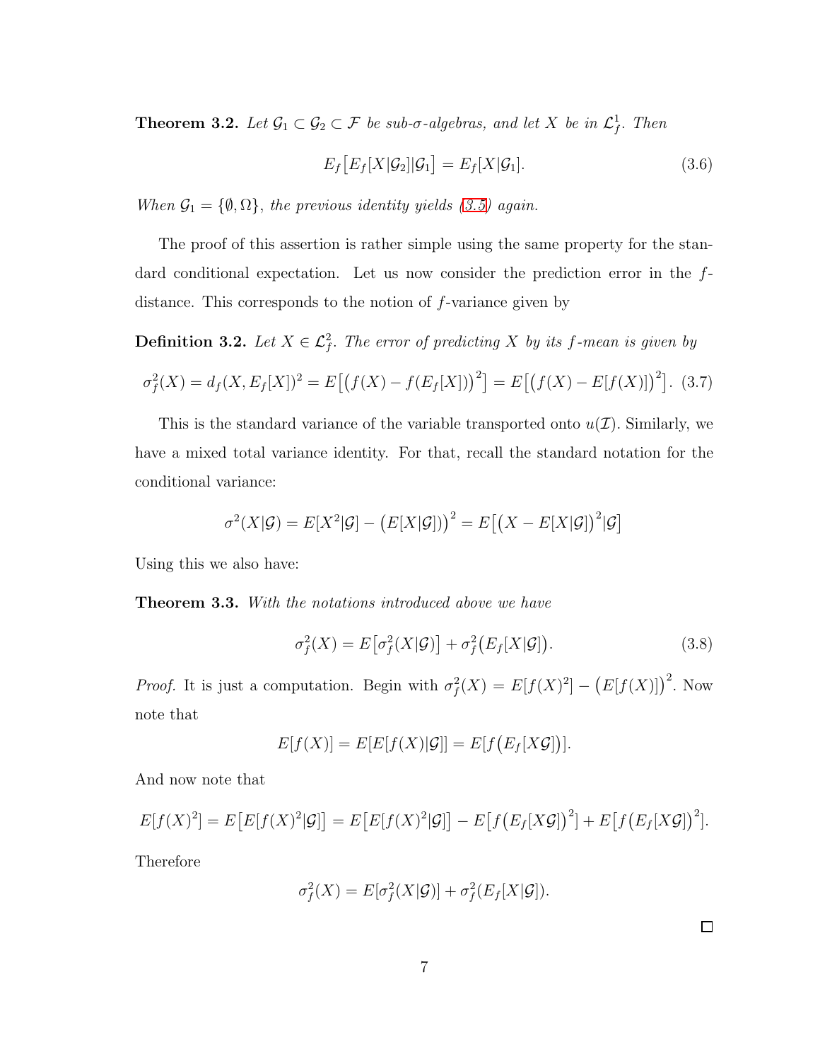**Theorem 3.2.** *Let $\mathcal{G}_1 \subset \mathcal{G}_2 \subset \mathcal{F}$ be sub-$\sigma$-algebras, and let $X$ be in $\mathcal{L}_f^1$. Then*

$$E_f\big[E_f[X|\mathcal{G}_2]|\mathcal{G}_1\big] = E_f[X|\mathcal{G}_1]. \tag{3.6}$$

*When $\mathcal{G}_1 = \{\emptyset, \Omega\}$, the previous identity yields (3.5) again.*

The proof of this assertion is rather simple using the same property for the standard conditional expectation. Let us now consider the prediction error in the $f$-distance. This corresponds to the notion of $f$-variance given by

**Definition 3.2.** *Let $X \in \mathcal{L}_f^2$. The error of predicting $X$ by its $f$-mean is given by*

$$\sigma_f^2(X) = d_f(X, E_f[X])^2 = E\big[\big(f(X) - f(E_f[X])\big)^2\big] = E\big[\big(f(X) - E[f(X)]\big)^2\big]. \tag{3.7}$$

This is the standard variance of the variable transported onto $u(\mathcal{I})$. Similarly, we have a mixed total variance identity. For that, recall the standard notation for the conditional variance:

$$\sigma^2(X|\mathcal{G}) = E[X^2|\mathcal{G}] - \big(E[X|\mathcal{G}]\big)\big)^2 = E\big[\big(X - E[X|\mathcal{G}]\big)^2|\mathcal{G}\big]$$

Using this we also have:

**Theorem 3.3.** *With the notations introduced above we have*

$$\sigma_f^2(X) = E\big[\sigma_f^2(X|\mathcal{G})\big] + \sigma_f^2\big(E_f[X|\mathcal{G}]\big). \tag{3.8}$$

*Proof.* It is just a computation. Begin with $\sigma_f^2(X) = E[f(X)^2] - \big(E[f(X)]\big)^2$. Now note that

$$E[f(X)] = E[E[f(X)|\mathcal{G}]] = E[f\big(E_f[X\mathcal{G}]\big)].$$

And now note that

$$E[f(X)^2] = E\big[E[f(X)^2|\mathcal{G}]\big] = E\big[E[f(X)^2|\mathcal{G}]\big] - E\big[f\big(E_f[X\mathcal{G}]\big)^2\big] + E\big[f\big(E_f[X\mathcal{G}]\big)^2\big].$$

Therefore

$$\sigma_f^2(X) = E[\sigma_f^2(X|\mathcal{G})] + \sigma_f^2(E_f[X|\mathcal{G}]).$$

□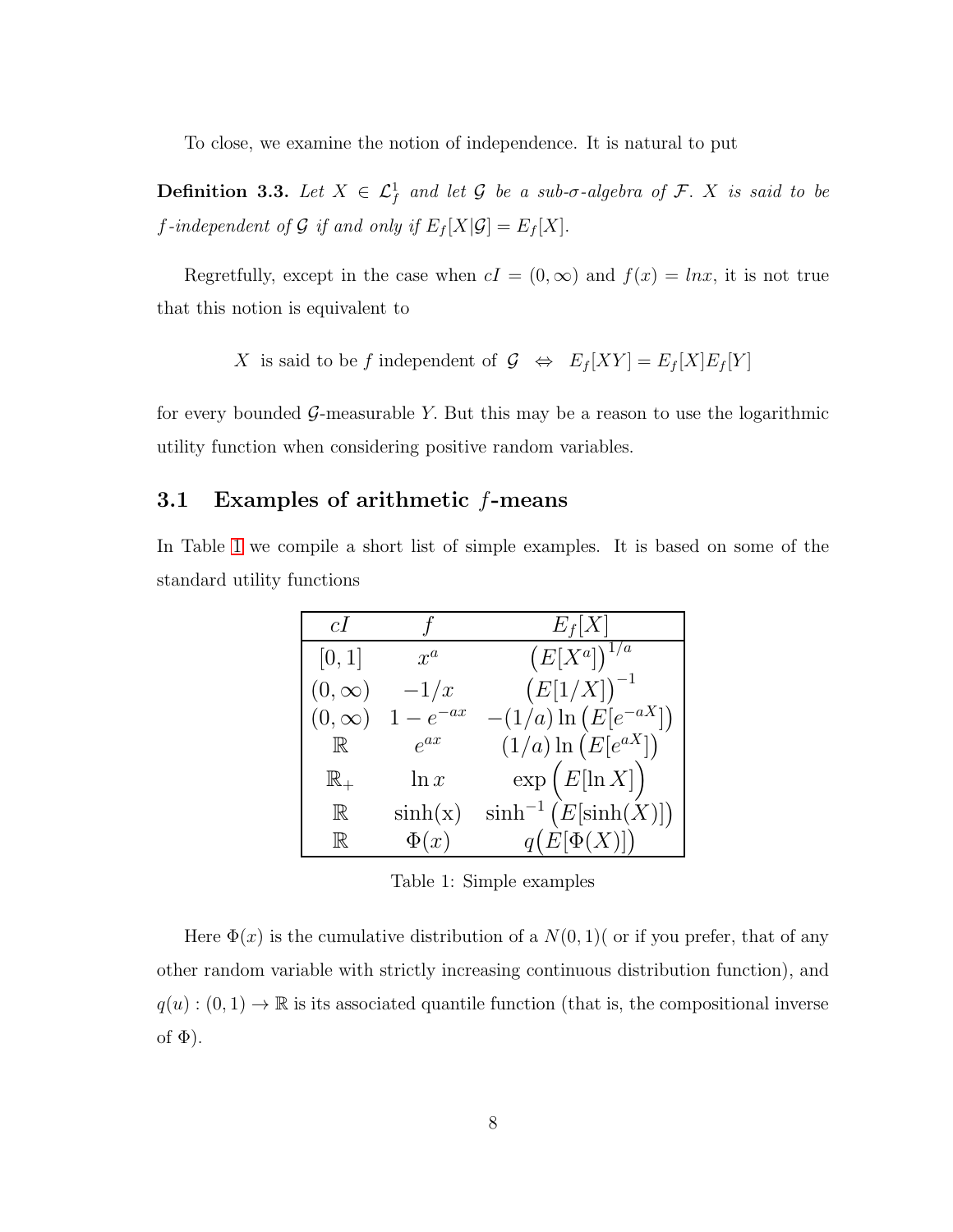To close, we examine the notion of independence. It is natural to put

**Definition 3.3.** *Let $X \in \mathcal{L}^1_f$ and let $\mathcal{G}$ be a sub-$\sigma$-algebra of $\mathcal{F}$. $X$ is said to be $f$-independent of $\mathcal{G}$ if and only if $E_f[X|\mathcal{G}] = E_f[X]$.*

Regretfully, except in the case when $cI = (0, \infty)$ and $f(x) = lnx$, it is not true that this notion is equivalent to

$$X \text{ is said to be } f \text{ independent of } \mathcal{G} \;\; \Leftrightarrow \;\; E_f[XY] = E_f[X]E_f[Y]$$

for every bounded $\mathcal{G}$-measurable $Y$. But this may be a reason to use the logarithmic utility function when considering positive random variables.

## 3.1 Examples of arithmetic $f$-means

In Table 1 we compile a short list of simple examples. It is based on some of the standard utility functions

| $cI$ | $f$ | $E_f[X]$ |
|---|---|---|
| $[0,1]$ | $x^a$ | $\big(E[X^a]\big)^{1/a}$ |
| $(0,\infty)$ | $-1/x$ | $\big(E[1/X]\big)^{-1}$ |
| $(0,\infty)$ | $1-e^{-ax}$ | $-(1/a)\ln\big(E[e^{-aX}]\big)$ |
| $\mathbb{R}$ | $e^{ax}$ | $(1/a)\ln\big(E[e^{aX}]\big)$ |
| $\mathbb{R}_+$ | $\ln x$ | $\exp\Big(E[\ln X]\Big)$ |
| $\mathbb{R}$ | $\sinh(x)$ | $\sinh^{-1}\big(E[\sinh(X)]\big)$ |
| $\mathbb{R}$ | $\Phi(x)$ | $q\big(E[\Phi(X)]\big)$ |

Table 1: Simple examples

Here $\Phi(x)$ is the cumulative distribution of a $N(0,1)$( or if you prefer, that of any other random variable with strictly increasing continuous distribution function), and $q(u) : (0,1) \to \mathbb{R}$ is its associated quantile function (that is, the compositional inverse of $\Phi$).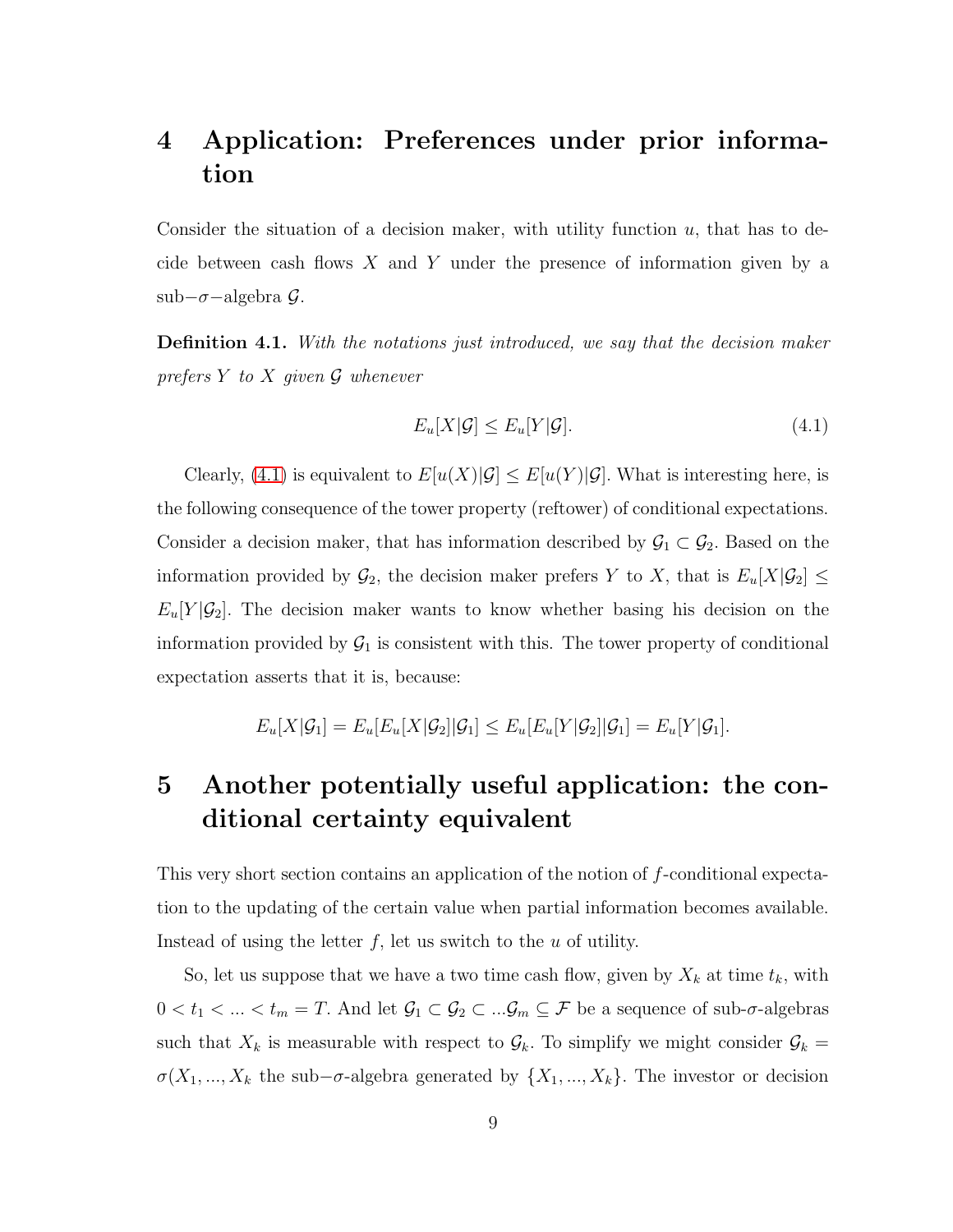# 4 Application: Preferences under prior information

Consider the situation of a decision maker, with utility function $u$, that has to decide between cash flows $X$ and $Y$ under the presence of information given by a sub$-\sigma-$algebra $\mathcal{G}$.

**Definition 4.1.** *With the notations just introduced, we say that the decision maker prefers $Y$ to $X$ given $\mathcal{G}$ whenever*

$$E_u[X|\mathcal{G}] \leq E_u[Y|\mathcal{G}]. \tag{4.1}$$

Clearly, (4.1) is equivalent to $E[u(X)|\mathcal{G}] \leq E[u(Y)|\mathcal{G}]$. What is interesting here, is the following consequence of the tower property (reftower) of conditional expectations. Consider a decision maker, that has information described by $\mathcal{G}_1 \subset \mathcal{G}_2$. Based on the information provided by $\mathcal{G}_2$, the decision maker prefers $Y$ to $X$, that is $E_u[X|\mathcal{G}_2] \leq E_u[Y|\mathcal{G}_2]$. The decision maker wants to know whether basing his decision on the information provided by $\mathcal{G}_1$ is consistent with this. The tower property of conditional expectation asserts that it is, because:

$$E_u[X|\mathcal{G}_1] = E_u[E_u[X|\mathcal{G}_2]|\mathcal{G}_1] \leq E_u[E_u[Y|\mathcal{G}_2]|\mathcal{G}_1] = E_u[Y|\mathcal{G}_1].$$

# 5 Another potentially useful application: the conditional certainty equivalent

This very short section contains an application of the notion of $f$-conditional expectation to the updating of the certain value when partial information becomes available. Instead of using the letter $f$, let us switch to the $u$ of utility.

So, let us suppose that we have a two time cash flow, given by $X_k$ at time $t_k$, with $0 < t_1 < ... < t_m = T$. And let $\mathcal{G}_1 \subset \mathcal{G}_2 \subset ...\mathcal{G}_m \subseteq \mathcal{F}$ be a sequence of sub-$\sigma$-algebras such that $X_k$ is measurable with respect to $\mathcal{G}_k$. To simplify we might consider $\mathcal{G}_k = \sigma(X_1, ..., X_k$ the sub$-\sigma$-algebra generated by $\{X_1, ..., X_k\}$. The investor or decision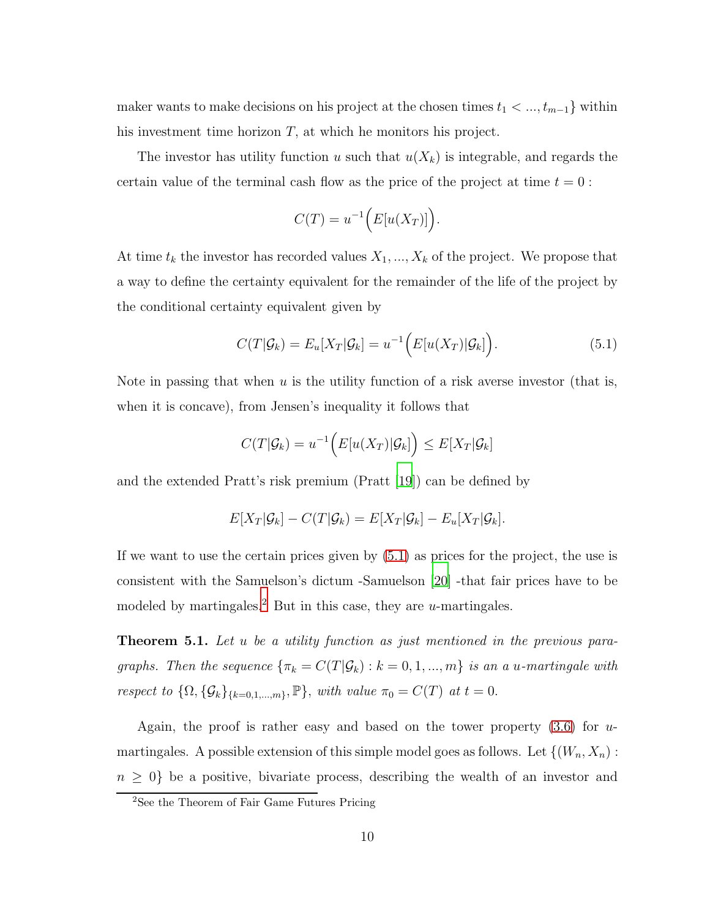maker wants to make decisions on his project at the chosen times $t_1 < ..., t_{m-1}\}$ within his investment time horizon $T$, at which he monitors his project.

The investor has utility function $u$ such that $u(X_k)$ is integrable, and regards the certain value of the terminal cash flow as the price of the project at time $t = 0$ :

$$C(T) = u^{-1}\Big(E[u(X_T)]\Big).$$

At time $t_k$ the investor has recorded values $X_1, ..., X_k$ of the project. We propose that a way to define the certainty equivalent for the remainder of the life of the project by the conditional certainty equivalent given by

$$C(T|\mathcal{G}_k) = E_u[X_T|\mathcal{G}_k] = u^{-1}\Big(E[u(X_T)|\mathcal{G}_k]\Big). \tag{5.1}$$

Note in passing that when $u$ is the utility function of a risk averse investor (that is, when it is concave), from Jensen's inequality it follows that

$$C(T|\mathcal{G}_k) = u^{-1}\Big(E[u(X_T)|\mathcal{G}_k]\Big) \leq E[X_T|\mathcal{G}_k]$$

and the extended Pratt's risk premium (Pratt [19]) can be defined by

$$E[X_T|\mathcal{G}_k] - C(T|\mathcal{G}_k) = E[X_T|\mathcal{G}_k] - E_u[X_T|\mathcal{G}_k].$$

If we want to use the certain prices given by (5.1) as prices for the project, the use is consistent with the Samuelson's dictum -Samuelson [20] -that fair prices have to be modeled by martingales.[2] But in this case, they are $u$-martingales.

**Theorem 5.1.** *Let $u$ be a utility function as just mentioned in the previous paragraphs. Then the sequence $\{\pi_k = C(T|\mathcal{G}_k) : k = 0, 1, ..., m\}$ is an a $u$-martingale with respect to $\{\Omega, \{\mathcal{G}_k\}_{\{k=0,1,...,m\}}, \mathbb{P}\}$, with value $\pi_0 = C(T)$ at $t = 0$.*

Again, the proof is rather easy and based on the tower property (3.6) for $u$-martingales. A possible extension of this simple model goes as follows. Let $\{(W_n, X_n) : n \geq 0\}$ be a positive, bivariate process, describing the wealth of an investor and

[2] See the Theorem of Fair Game Futures Pricing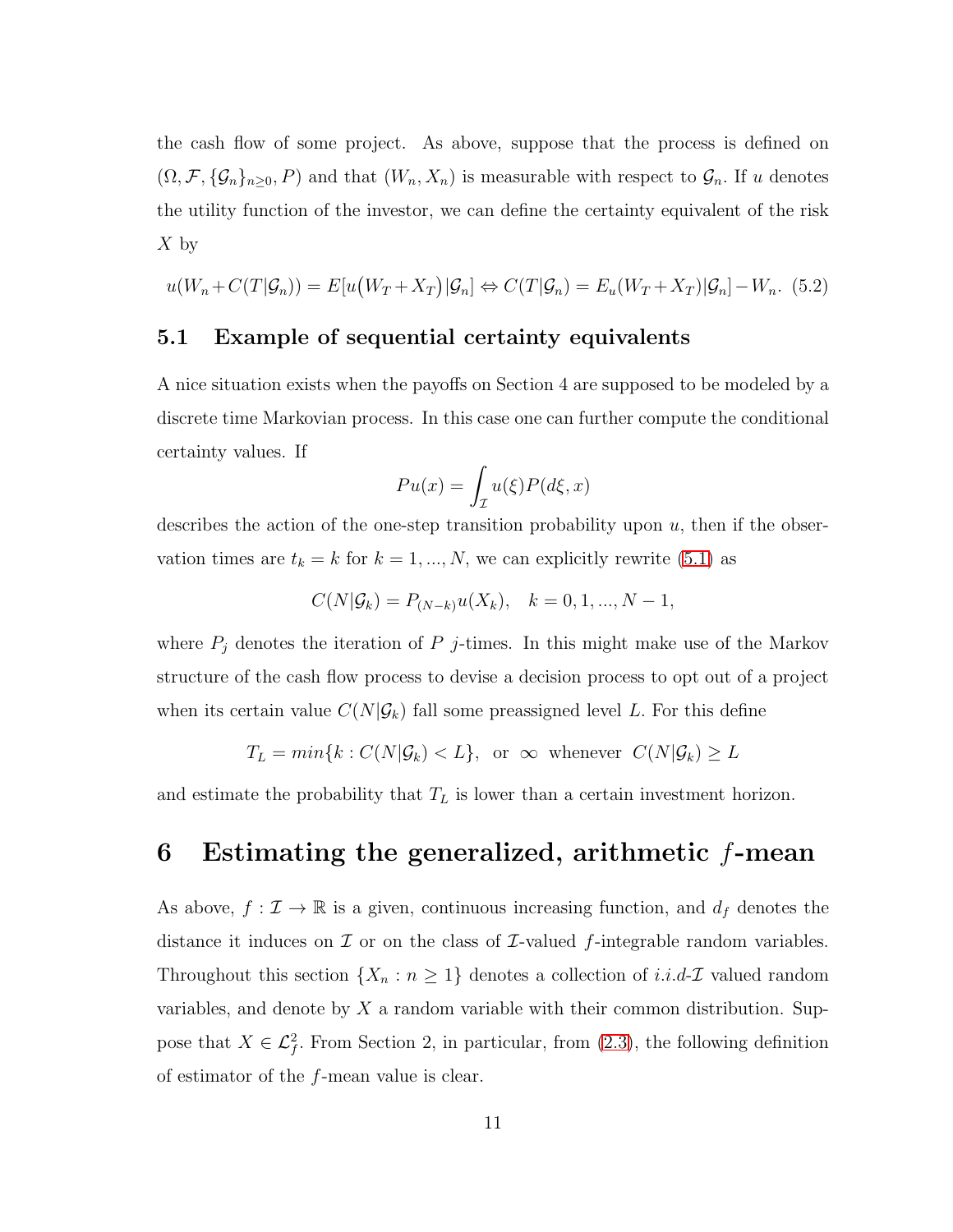the cash flow of some project. As above, suppose that the process is defined on $(\Omega, \mathcal{F}, \{\mathcal{G}_n\}_{n\geq 0}, P)$ and that $(W_n, X_n)$ is measurable with respect to $\mathcal{G}_n$. If $u$ denotes the utility function of the investor, we can define the certainty equivalent of the risk $X$ by

$$u(W_n + C(T|\mathcal{G}_n)) = E[u\big(W_T + X_T\big)|\mathcal{G}_n] \Leftrightarrow C(T|\mathcal{G}_n) = E_u(W_T + X_T)|\mathcal{G}_n] - W_n. \quad (5.2)$$

## 5.1 Example of sequential certainty equivalents

A nice situation exists when the payoffs on Section 4 are supposed to be modeled by a discrete time Markovian process. In this case one can further compute the conditional certainty values. If

$$Pu(x) = \int_{\mathcal{I}} u(\xi) P(d\xi, x)$$

describes the action of the one-step transition probability upon $u$, then if the observation times are $t_k = k$ for $k = 1, ..., N$, we can explicitly rewrite (5.1) as

$$C(N|\mathcal{G}_k) = P_{(N-k)} u(X_k), \quad k = 0, 1, ..., N-1,$$

where $P_j$ denotes the iteration of $P$ $j$-times. In this might make use of the Markov structure of the cash flow process to devise a decision process to opt out of a project when its certain value $C(N|\mathcal{G}_k)$ fall some preassigned level $L$. For this define

$$T_L = min\{k : C(N|\mathcal{G}_k) < L\}, \;\; \text{or} \;\; \infty \;\; \text{whenever} \;\; C(N|\mathcal{G}_k) \geq L$$

and estimate the probability that $T_L$ is lower than a certain investment horizon.

# 6 Estimating the generalized, arithmetic $f$-mean

As above, $f : \mathcal{I} \to \mathbb{R}$ is a given, continuous increasing function, and $d_f$ denotes the distance it induces on $\mathcal{I}$ or on the class of $\mathcal{I}$-valued $f$-integrable random variables. Throughout this section $\{X_n : n \geq 1\}$ denotes a collection of *i.i.d*-$\mathcal{I}$ valued random variables, and denote by $X$ a random variable with their common distribution. Suppose that $X \in \mathcal{L}^2_f$. From Section 2, in particular, from (2.3), the following definition of estimator of the $f$-mean value is clear.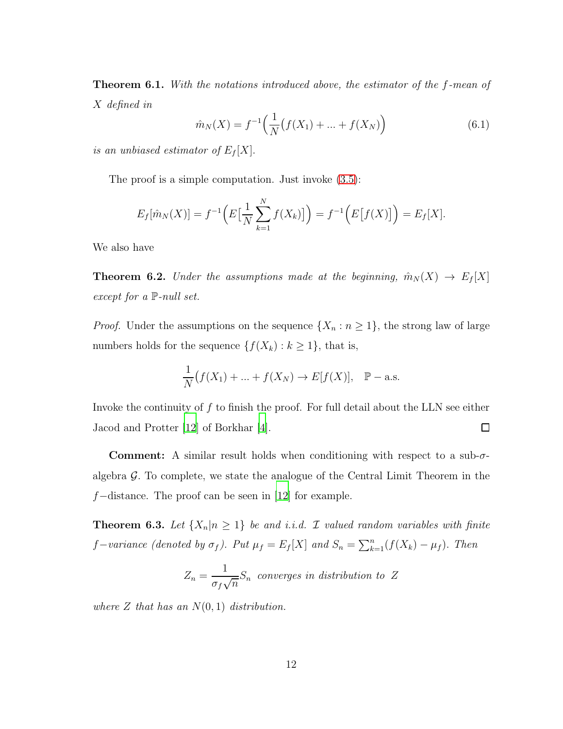**Theorem 6.1.** *With the notations introduced above, the estimator of the $f$-mean of $X$ defined in*

$$\hat{m}_N(X) = f^{-1}\Big(\frac{1}{N}\big(f(X_1) + ... + f(X_N)\big)\Big) \tag{6.1}$$

*is an unbiased estimator of $E_f[X]$.*

The proof is a simple computation. Just invoke (3.5):

$$E_f[\hat{m}_N(X)] = f^{-1}\Big(E\big[\frac{1}{N}\sum_{k=1}^{N} f(X_k)\big]\Big) = f^{-1}\Big(E\big[f(X)\big]\Big) = E_f[X].$$

We also have

**Theorem 6.2.** *Under the assumptions made at the beginning, $\hat{m}_N(X) \to E_f[X]$ except for a $\mathbb{P}$-null set.*

*Proof.* Under the assumptions on the sequence $\{X_n : n \geq 1\}$, the strong law of large numbers holds for the sequence $\{f(X_k) : k \geq 1\}$, that is,

$$\frac{1}{N}\big(f(X_1) + ... + f(X_N)\big) \to E[f(X)], \quad \mathbb{P} - \text{a.s.}$$

Invoke the continuity of $f$ to finish the proof. For full detail about the LLN see either Jacod and Protter [12] of Borkhar [4]. □

**Comment:** A similar result holds when conditioning with respect to a sub-$\sigma$-algebra $\mathcal{G}$. To complete, we state the analogue of the Central Limit Theorem in the $f-$distance. The proof can be seen in [12] for example.

**Theorem 6.3.** *Let $\{X_n | n \geq 1\}$ be and i.i.d. $\mathcal{I}$ valued random variables with finite $f-$variance (denoted by $\sigma_f$). Put $\mu_f = E_f[X]$ and $S_n = \sum_{k=1}^{n}(f(X_k) - \mu_f)$. Then*

$$Z_n = \frac{1}{\sigma_f\sqrt{n}}S_n \text{ converges in distribution to } Z$$

*where $Z$ that has an $N(0,1)$ distribution.*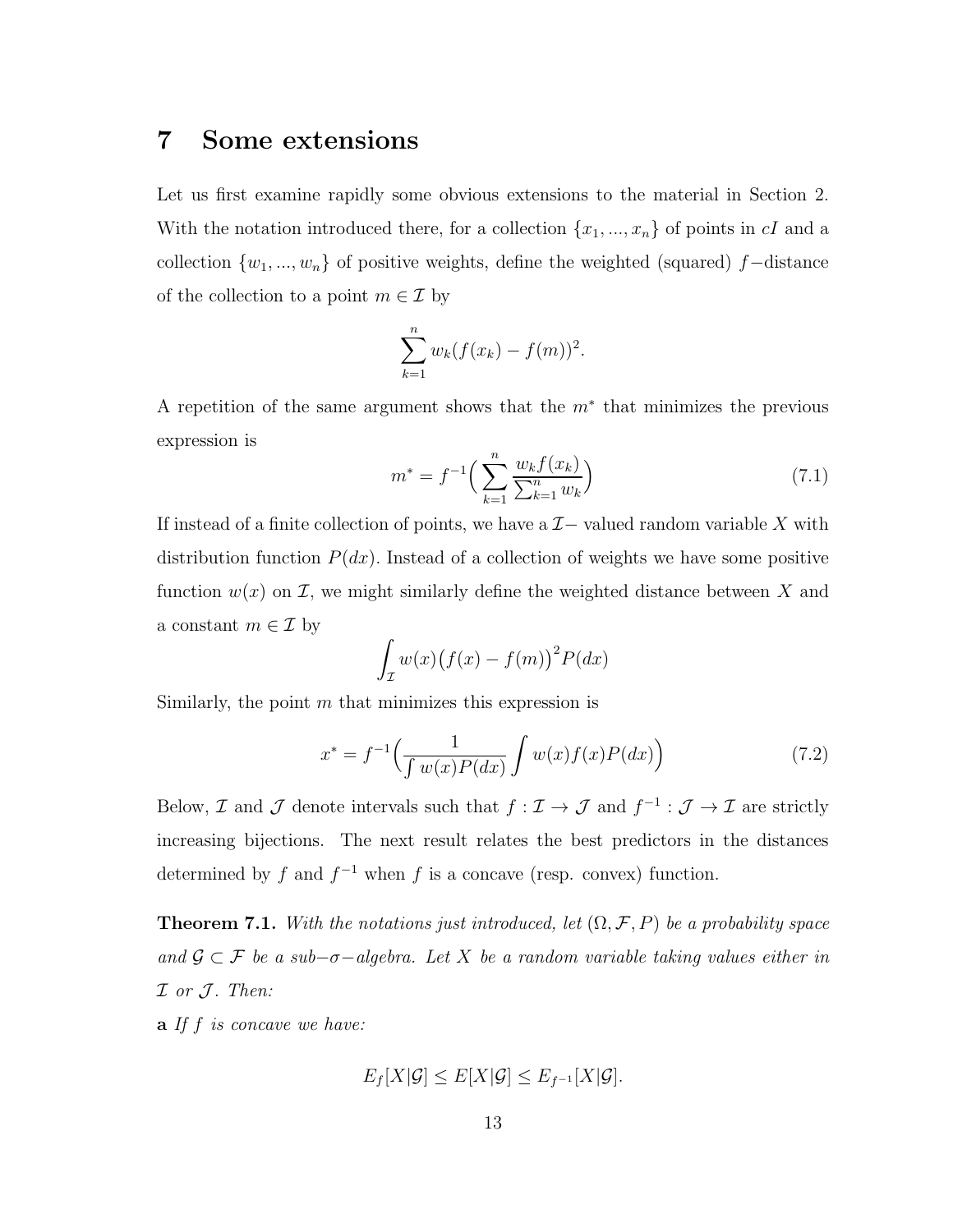# 7 Some extensions

Let us first examine rapidly some obvious extensions to the material in Section 2. With the notation introduced there, for a collection $\{x_1, ..., x_n\}$ of points in $cI$ and a collection $\{w_1, ..., w_n\}$ of positive weights, define the weighted (squared) $f-$distance of the collection to a point $m \in \mathcal{I}$ by

$$\sum_{k=1}^{n} w_k (f(x_k) - f(m))^2.$$

A repetition of the same argument shows that the $m^*$ that minimizes the previous expression is

$$m^* = f^{-1}\Big( \sum_{k=1}^{n} \frac{w_k f(x_k)}{\sum_{k=1}^{n} w_k} \Big) \tag{7.1}$$

If instead of a finite collection of points, we have a $\mathcal{I}-$ valued random variable $X$ with distribution function $P(dx)$. Instead of a collection of weights we have some positive function $w(x)$ on $\mathcal{I}$, we might similarly define the weighted distance between $X$ and a constant $m \in \mathcal{I}$ by

$$\int_{\mathcal{I}} w(x) \big( f(x) - f(m) \big)^2 P(dx)$$

Similarly, the point $m$ that minimizes this expression is

$$x^* = f^{-1}\Big( \frac{1}{\int w(x) P(dx)} \int w(x) f(x) P(dx) \Big) \tag{7.2}$$

Below, $\mathcal{I}$ and $\mathcal{J}$ denote intervals such that $f : \mathcal{I} \to \mathcal{J}$ and $f^{-1} : \mathcal{J} \to \mathcal{I}$ are strictly increasing bijections. The next result relates the best predictors in the distances determined by $f$ and $f^{-1}$ when $f$ is a concave (resp. convex) function.

**Theorem 7.1.** *With the notations just introduced, let $(\Omega, \mathcal{F}, P)$ be a probability space and $\mathcal{G} \subset \mathcal{F}$ be a sub$-\sigma-$algebra. Let $X$ be a random variable taking values either in $\mathcal{I}$ or $\mathcal{J}$. Then:*

**a** *If $f$ is concave we have:*

$$E_f[X|\mathcal{G}] \leq E[X|\mathcal{G}] \leq E_{f^{-1}}[X|\mathcal{G}].$$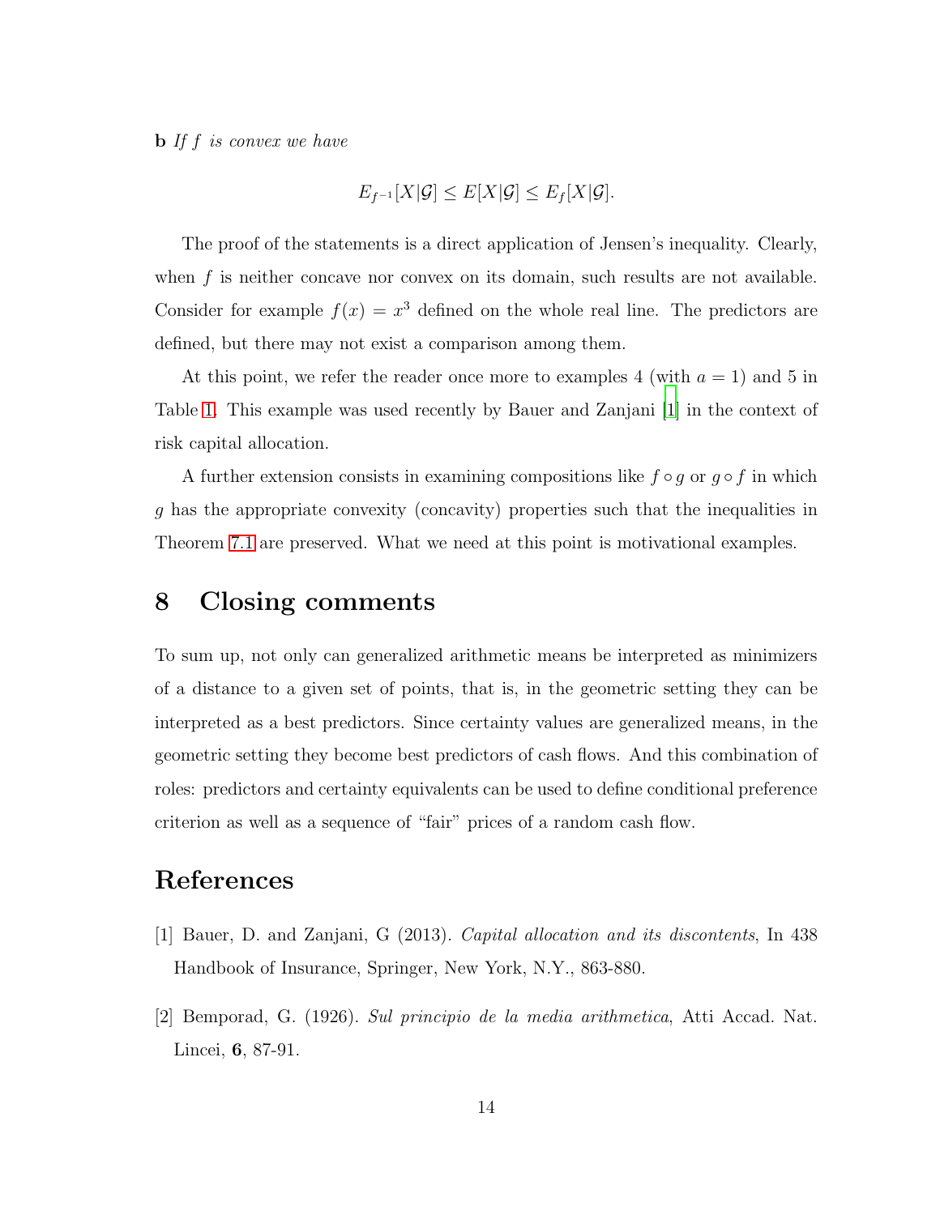**b** *If $f$ is convex we have*

$$E_{f^{-1}}[X|\mathcal{G}] \leq E[X|\mathcal{G}] \leq E_f[X|\mathcal{G}].$$

The proof of the statements is a direct application of Jensen's inequality. Clearly, when $f$ is neither concave nor convex on its domain, such results are not available. Consider for example $f(x) = x^3$ defined on the whole real line. The predictors are defined, but there may not exist a comparison among them.

At this point, we refer the reader once more to examples 4 (with $a = 1$) and 5 in Table 1. This example was used recently by Bauer and Zanjani [1] in the context of risk capital allocation.

A further extension consists in examining compositions like $f \circ g$ or $g \circ f$ in which $g$ has the appropriate convexity (concavity) properties such that the inequalities in Theorem 7.1 are preserved. What we need at this point is motivational examples.

## 8 Closing comments

To sum up, not only can generalized arithmetic means be interpreted as minimizers of a distance to a given set of points, that is, in the geometric setting they can be interpreted as a best predictors. Since certainty values are generalized means, in the geometric setting they become best predictors of cash flows. And this combination of roles: predictors and certainty equivalents can be used to define conditional preference criterion as well as a sequence of "fair" prices of a random cash flow.

## References

[1] Bauer, D. and Zanjani, G (2013). *Capital allocation and its discontents*, In 438 Handbook of Insurance, Springer, New York, N.Y., 863-880.

[2] Bemporad, G. (1926). *Sul principio de la media arithmetica*, Atti Accad. Nat. Lincei, **6**, 87-91.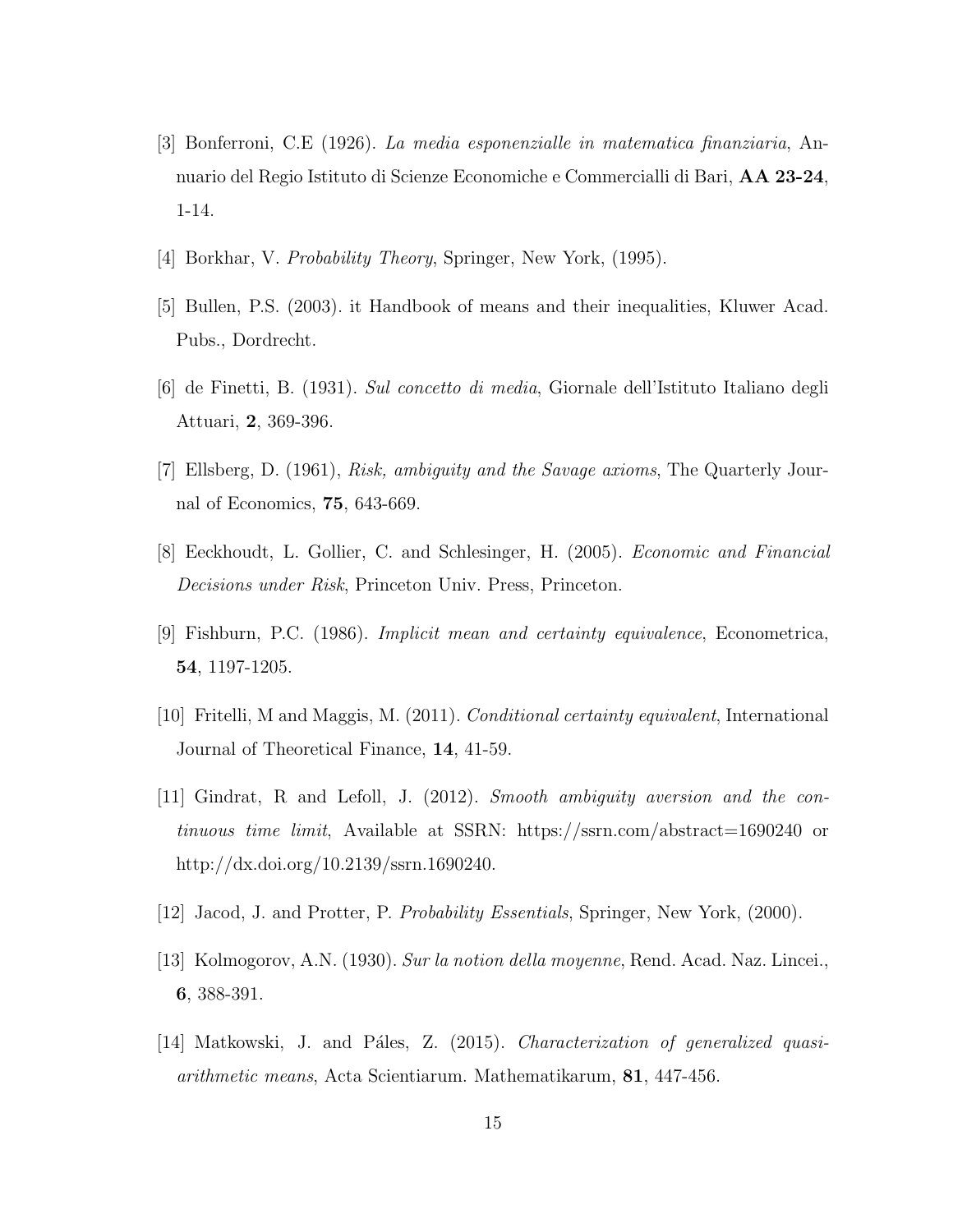[3] Bonferroni, C.E (1926). *La media esponenzialle in matematica finanziaria*, Annuario del Regio Istituto di Scienze Economiche e Commercialli di Bari, **AA 23-24**, 1-14.

[4] Borkhar, V. *Probability Theory*, Springer, New York, (1995).

[5] Bullen, P.S. (2003). it Handbook of means and their inequalities, Kluwer Acad. Pubs., Dordrecht.

[6] de Finetti, B. (1931). *Sul concetto di media*, Giornale dell'Istituto Italiano degli Attuari, **2**, 369-396.

[7] Ellsberg, D. (1961), *Risk, ambiguity and the Savage axioms*, The Quarterly Journal of Economics, **75**, 643-669.

[8] Eeckhoudt, L. Gollier, C. and Schlesinger, H. (2005). *Economic and Financial Decisions under Risk*, Princeton Univ. Press, Princeton.

[9] Fishburn, P.C. (1986). *Implicit mean and certainty equivalence*, Econometrica, **54**, 1197-1205.

[10] Fritelli, M and Maggis, M. (2011). *Conditional certainty equivalent*, International Journal of Theoretical Finance, **14**, 41-59.

[11] Gindrat, R and Lefoll, J. (2012). *Smooth ambiguity aversion and the continuous time limit*, Available at SSRN: https://ssrn.com/abstract=1690240 or http://dx.doi.org/10.2139/ssrn.1690240.

[12] Jacod, J. and Protter, P. *Probability Essentials*, Springer, New York, (2000).

[13] Kolmogorov, A.N. (1930). *Sur la notion della moyenne*, Rend. Acad. Naz. Lincei., **6**, 388-391.

[14] Matkowski, J. and Páles, Z. (2015). *Characterization of generalized quasi-arithmetic means*, Acta Scientiarum. Mathematikarum, **81**, 447-456.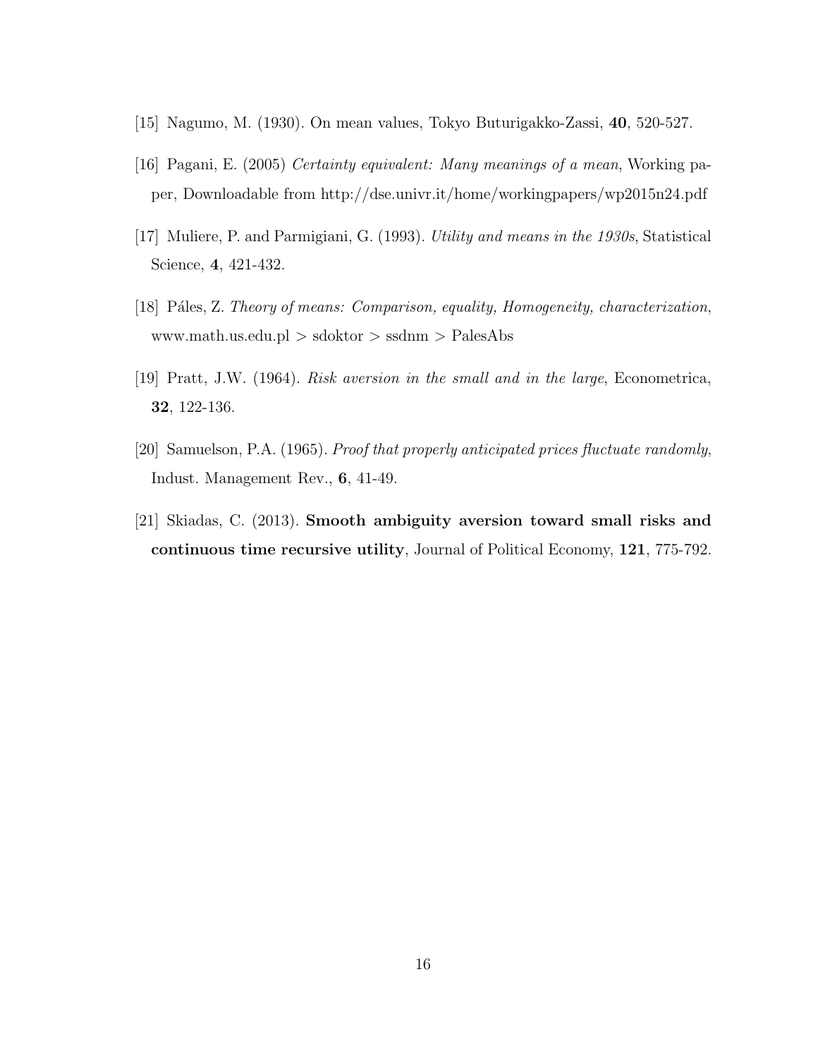[15] Nagumo, M. (1930). On mean values, Tokyo Buturigakko-Zassi, **40**, 520-527.

[16] Pagani, E. (2005) *Certainty equivalent: Many meanings of a mean*, Working paper, Downloadable from http://dse.univr.it/home/workingpapers/wp2015n24.pdf

[17] Muliere, P. and Parmigiani, G. (1993). *Utility and means in the 1930s*, Statistical Science, **4**, 421-432.

[18] Páles, Z. *Theory of means: Comparison, equality, Homogeneity, characterization*, www.math.us.edu.pl > sdoktor > ssdnm > PalesAbs

[19] Pratt, J.W. (1964). *Risk aversion in the small and in the large*, Econometrica, **32**, 122-136.

[20] Samuelson, P.A. (1965). *Proof that properly anticipated prices fluctuate randomly*, Indust. Management Rev., **6**, 41-49.

[21] Skiadas, C. (2013). **Smooth ambiguity aversion toward small risks and continuous time recursive utility**, Journal of Political Economy, **121**, 775-792.